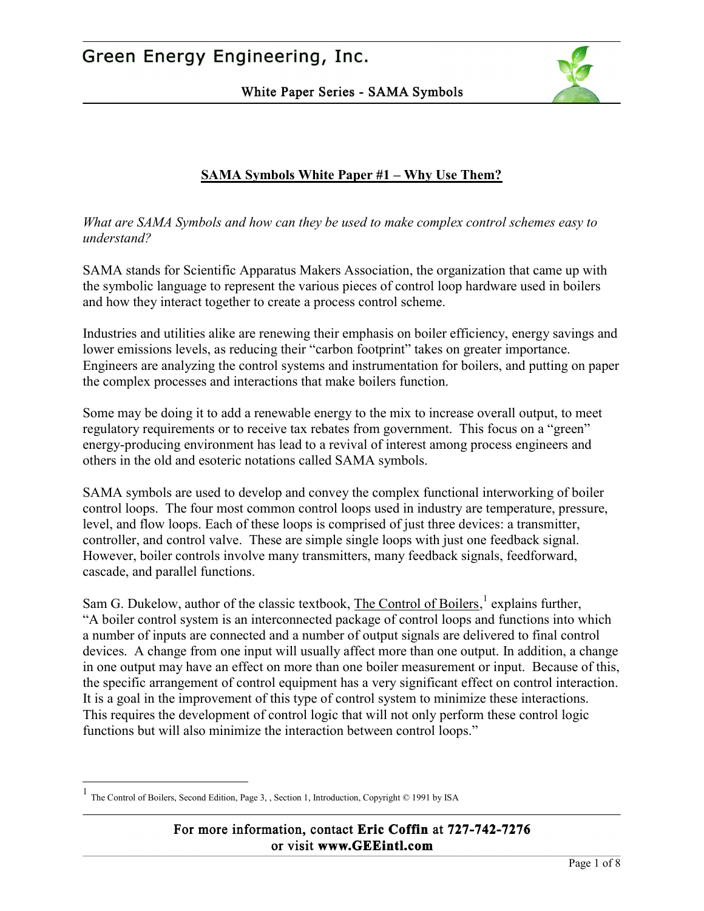# SAMA Symbols White Paper #1 – Why Use Them?

*What are SAMA Symbols and how can they be used to make complex control schemes easy to understand?*

SAMA stands for Scientific Apparatus Makers Association, the organization that came up with the symbolic language to represent the various pieces of control loop hardware used in boilers and how they interact together to create a process control scheme.

Industries and utilities alike are renewing their emphasis on boiler efficiency, energy savings and lower emissions levels, as reducing their "carbon footprint" takes on greater importance. Engineers are analyzing the control systems and instrumentation for boilers, and putting on paper the complex processes and interactions that make boilers function.

Some may be doing it to add a renewable energy to the mix to increase overall output, to meet regulatory requirements or to receive tax rebates from government. This focus on a "green" energy-producing environment has lead to a revival of interest among process engineers and others in the old and esoteric notations called SAMA symbols.

SAMA symbols are used to develop and convey the complex functional interworking of boiler control loops. The four most common control loops used in industry are temperature, pressure, level, and flow loops. Each of these loops is comprised of just three devices: a transmitter, controller, and control valve. These are simple single loops with just one feedback signal. However, boiler controls involve many transmitters, many feedback signals, feedforward, cascade, and parallel functions.

Sam G. Dukelow, author of the classic textbook, The Control of Boilers,[1] explains further, "A boiler control system is an interconnected package of control loops and functions into which a number of inputs are connected and a number of output signals are delivered to final control devices. A change from one input will usually affect more than one output. In addition, a change in one output may have an effect on more than one boiler measurement or input. Because of this, the specific arrangement of control equipment has a very significant effect on control interaction. It is a goal in the improvement of this type of control system to minimize these interactions. This requires the development of control logic that will not only perform these control logic functions but will also minimize the interaction between control loops."

---

[1] The Control of Boilers, Second Edition, Page 3, , Section 1, Introduction, Copyright © 1991 by ISA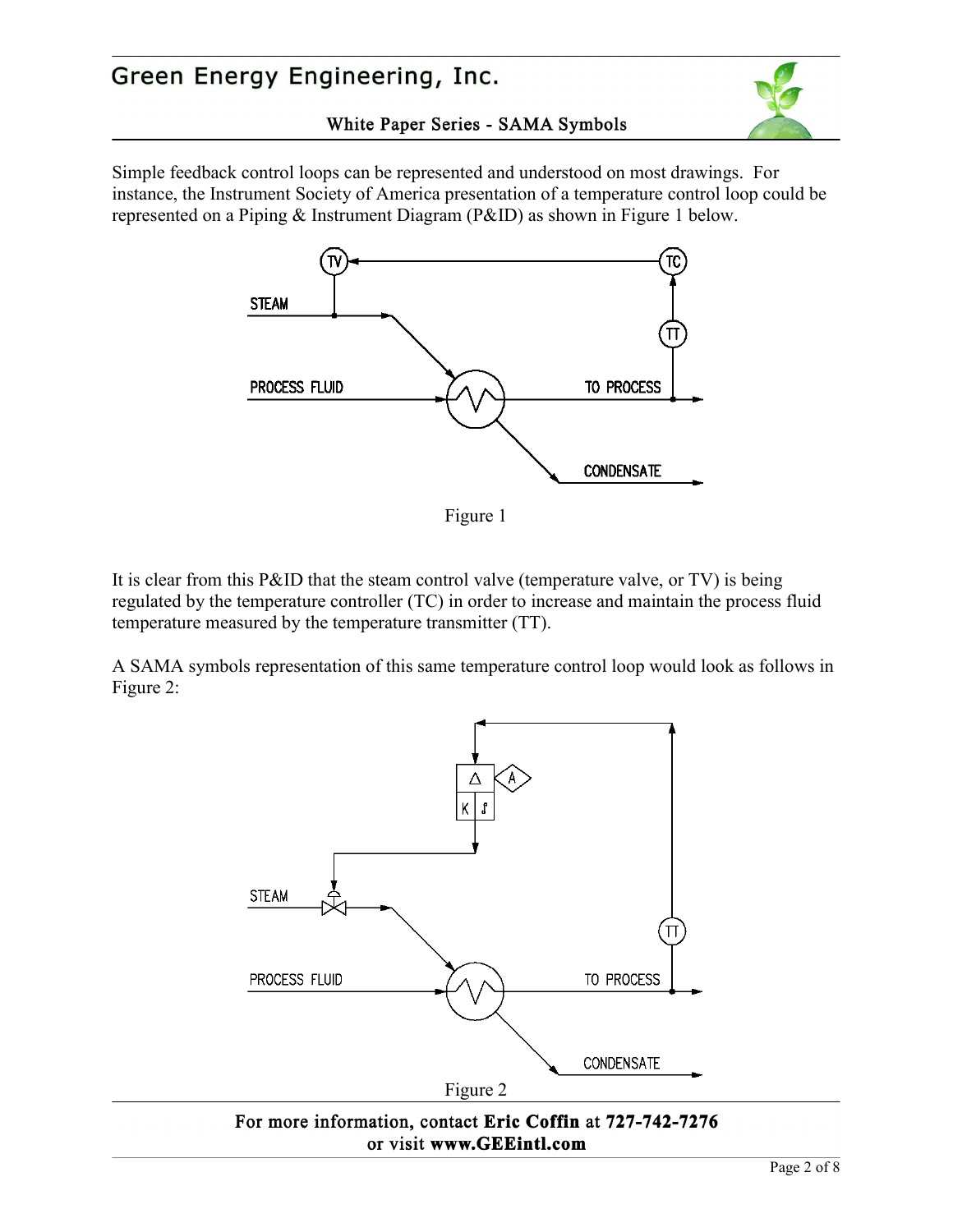Simple feedback control loops can be represented and understood on most drawings. For instance, the Instrument Society of America presentation of a temperature control loop could be represented on a Piping & Instrument Diagram (P&ID) as shown in Figure 1 below.

Figure 1

It is clear from this P&ID that the steam control valve (temperature valve, or TV) is being regulated by the temperature controller (TC) in order to increase and maintain the process fluid temperature measured by the temperature transmitter (TT).

A SAMA symbols representation of this same temperature control loop would look as follows in Figure 2:

Figure 2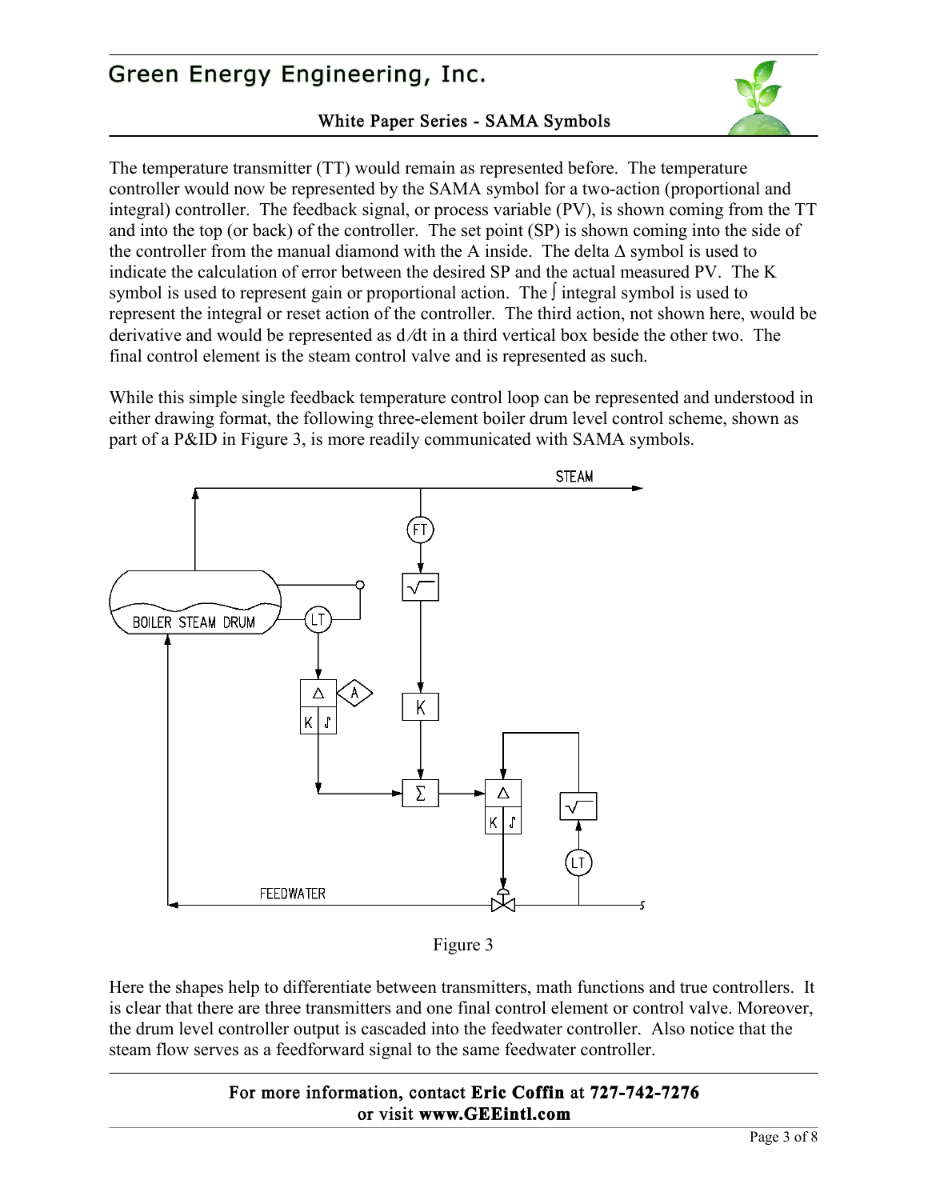The temperature transmitter (TT) would remain as represented before. The temperature controller would now be represented by the SAMA symbol for a two-action (proportional and integral) controller. The feedback signal, or process variable (PV), is shown coming from the TT and into the top (or back) of the controller. The set point (SP) is shown coming into the side of the controller from the manual diamond with the A inside. The delta Δ symbol is used to indicate the calculation of error between the desired SP and the actual measured PV. The K symbol is used to represent gain or proportional action. The ∫ integral symbol is used to represent the integral or reset action of the controller. The third action, not shown here, would be derivative and would be represented as d/dt in a third vertical box beside the other two. The final control element is the steam control valve and is represented as such.

While this simple single feedback temperature control loop can be represented and understood in either drawing format, the following three-element boiler drum level control scheme, shown as part of a P&ID in Figure 3, is more readily communicated with SAMA symbols.

Figure 3

Here the shapes help to differentiate between transmitters, math functions and true controllers. It is clear that there are three transmitters and one final control element or control valve. Moreover, the drum level controller output is cascaded into the feedwater controller. Also notice that the steam flow serves as a feedforward signal to the same feedwater controller.

**For more information, contact Eric Coffin at 727-742-7276**
**or visit www.GEEintl.com**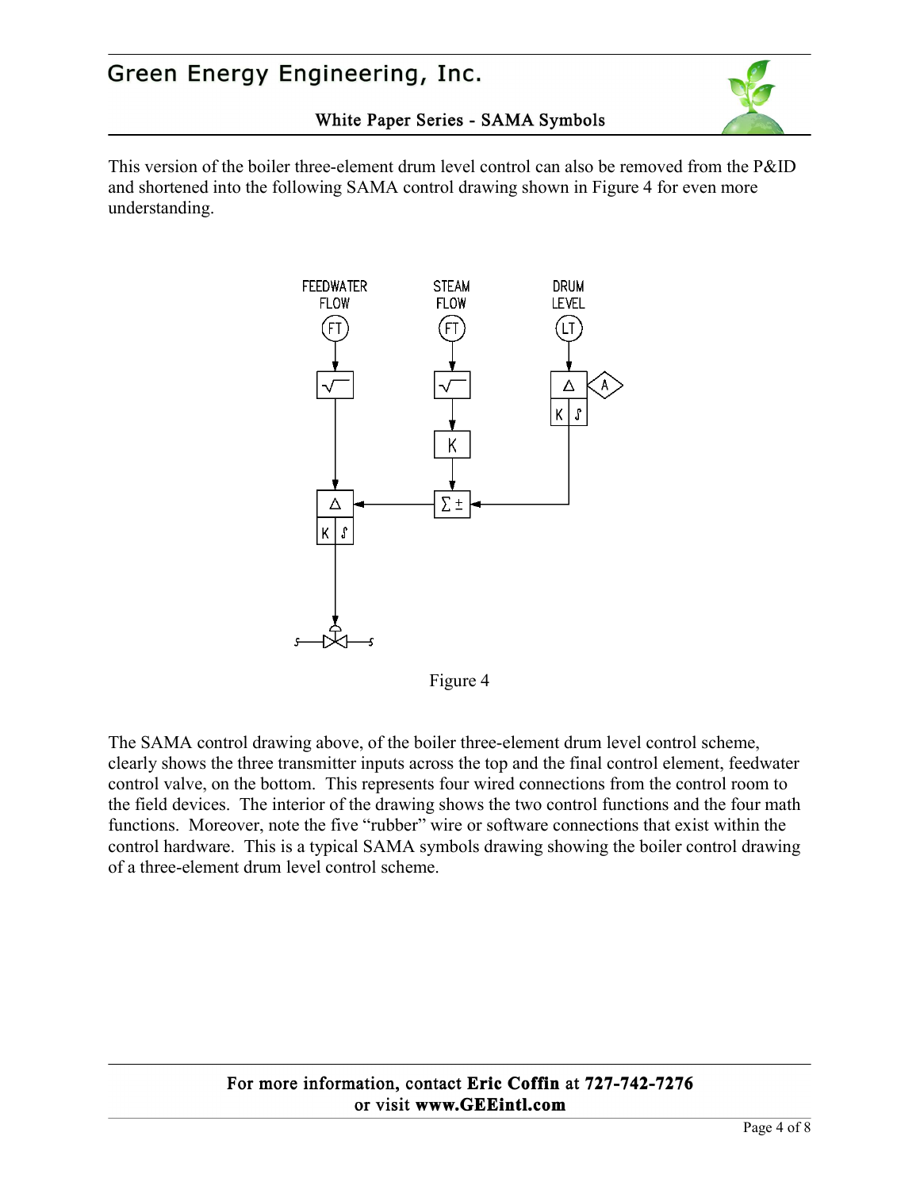This version of the boiler three-element drum level control can also be removed from the P&ID and shortened into the following SAMA control drawing shown in Figure 4 for even more understanding.

FEEDWATER FLOW

STEAM FLOW

DRUM LEVEL

Figure 4

The SAMA control drawing above, of the boiler three-element drum level control scheme, clearly shows the three transmitter inputs across the top and the final control element, feedwater control valve, on the bottom. This represents four wired connections from the control room to the field devices. The interior of the drawing shows the two control functions and the four math functions. Moreover, note the five "rubber" wire or software connections that exist within the control hardware. This is a typical SAMA symbols drawing showing the boiler control drawing of a three-element drum level control scheme.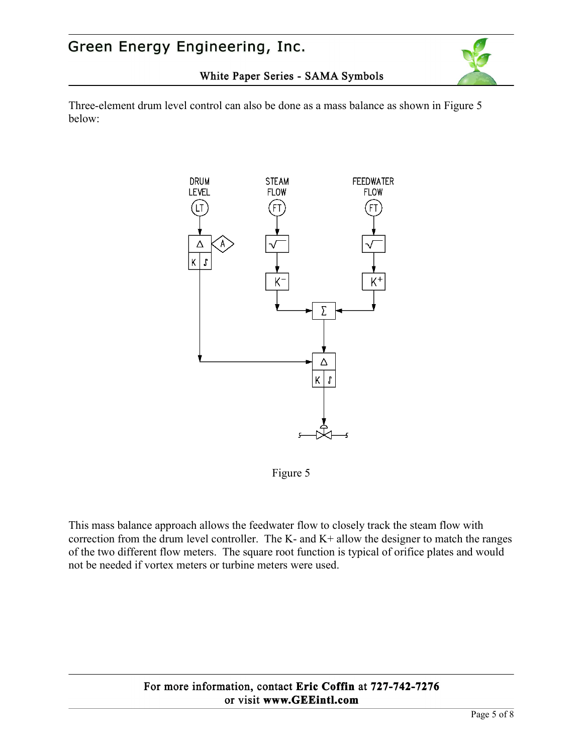Three-element drum level control can also be done as a mass balance as shown in Figure 5 below:

Figure 5

This mass balance approach allows the feedwater flow to closely track the steam flow with correction from the drum level controller. The K- and K+ allow the designer to match the ranges of the two different flow meters. The square root function is typical of orifice plates and would not be needed if vortex meters or turbine meters were used.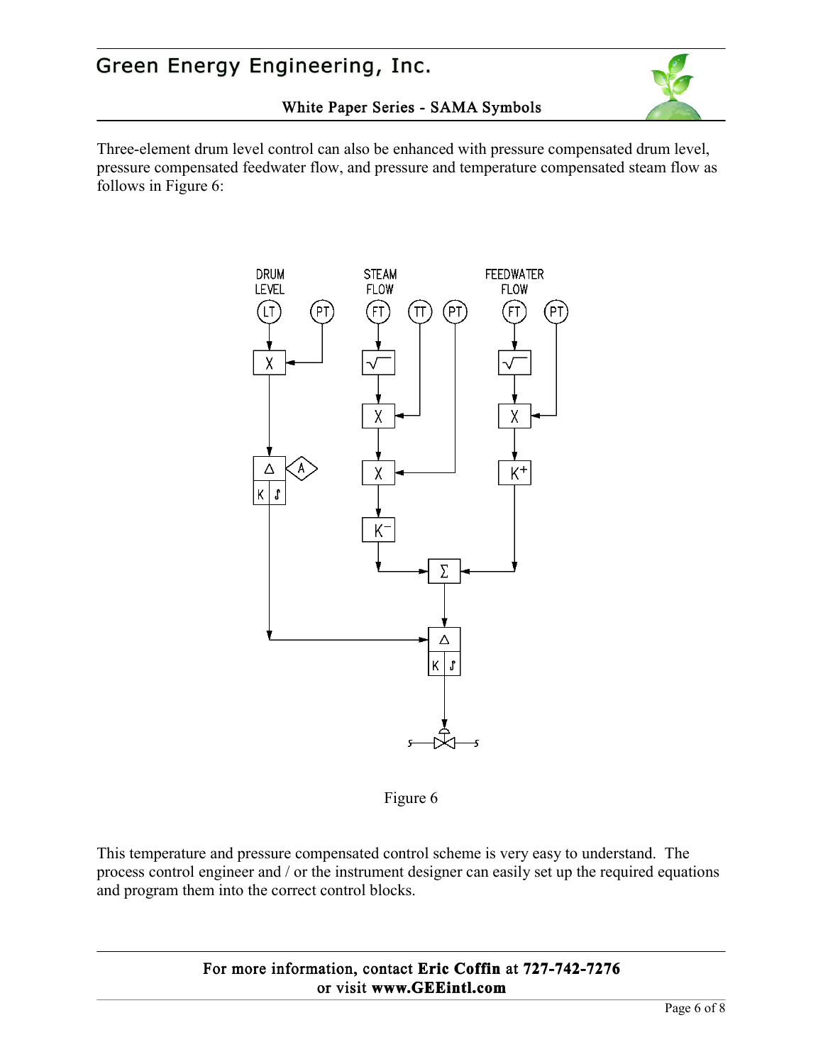Three-element drum level control can also be enhanced with pressure compensated drum level, pressure compensated feedwater flow, and pressure and temperature compensated steam flow as follows in Figure 6:

Figure 6

This temperature and pressure compensated control scheme is very easy to understand. The process control engineer and / or the instrument designer can easily set up the required equations and program them into the correct control blocks.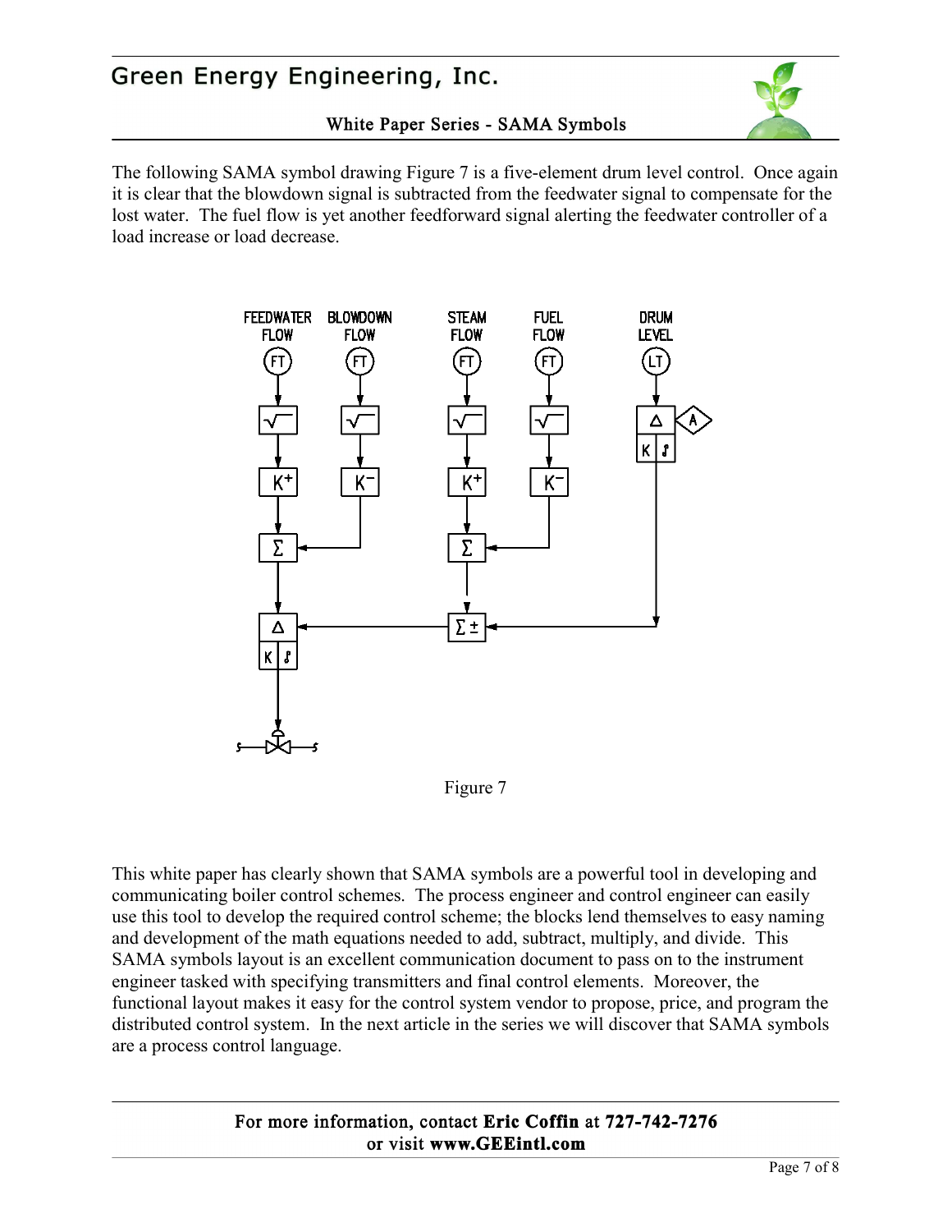The following SAMA symbol drawing Figure 7 is a five-element drum level control. Once again it is clear that the blowdown signal is subtracted from the feedwater signal to compensate for the lost water. The fuel flow is yet another feedforward signal alerting the feedwater controller of a load increase or load decrease.

Figure 7

This white paper has clearly shown that SAMA symbols are a powerful tool in developing and communicating boiler control schemes. The process engineer and control engineer can easily use this tool to develop the required control scheme; the blocks lend themselves to easy naming and development of the math equations needed to add, subtract, multiply, and divide. This SAMA symbols layout is an excellent communication document to pass on to the instrument engineer tasked with specifying transmitters and final control elements. Moreover, the functional layout makes it easy for the control system vendor to propose, price, and program the distributed control system. In the next article in the series we will discover that SAMA symbols are a process control language.

For more information, contact **Eric Coffin** at **727-742-7276** or visit **www.GEEintl.com**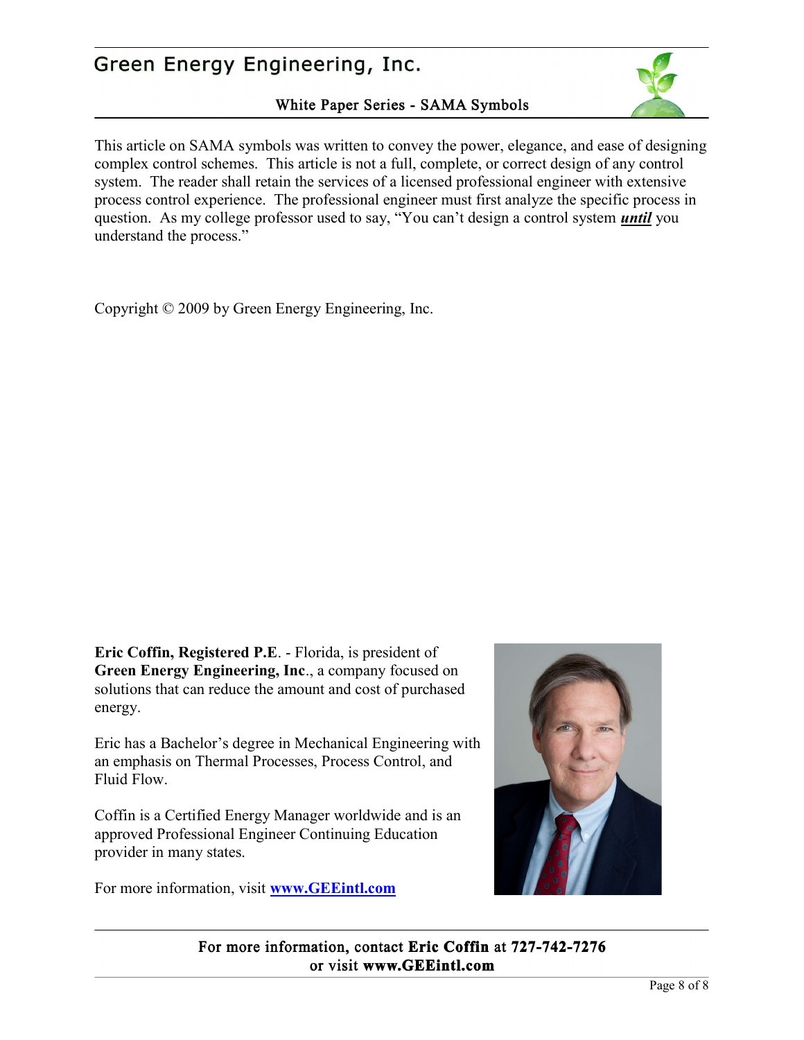This article on SAMA symbols was written to convey the power, elegance, and ease of designing complex control schemes. This article is not a full, complete, or correct design of any control system. The reader shall retain the services of a licensed professional engineer with extensive process control experience. The professional engineer must first analyze the specific process in question. As my college professor used to say, "You can't design a control system ***until*** you understand the process."

Copyright © 2009 by Green Energy Engineering, Inc.

**Eric Coffin, Registered P.E**. - Florida, is president of **Green Energy Engineering, Inc**., a company focused on solutions that can reduce the amount and cost of purchased energy.

Eric has a Bachelor's degree in Mechanical Engineering with an emphasis on Thermal Processes, Process Control, and Fluid Flow.

Coffin is a Certified Energy Manager worldwide and is an approved Professional Engineer Continuing Education provider in many states.

For more information, visit **www.GEEintl.com**

For more information, contact **Eric Coffin** at **727-742-7276** or visit **www.GEEintl.com**